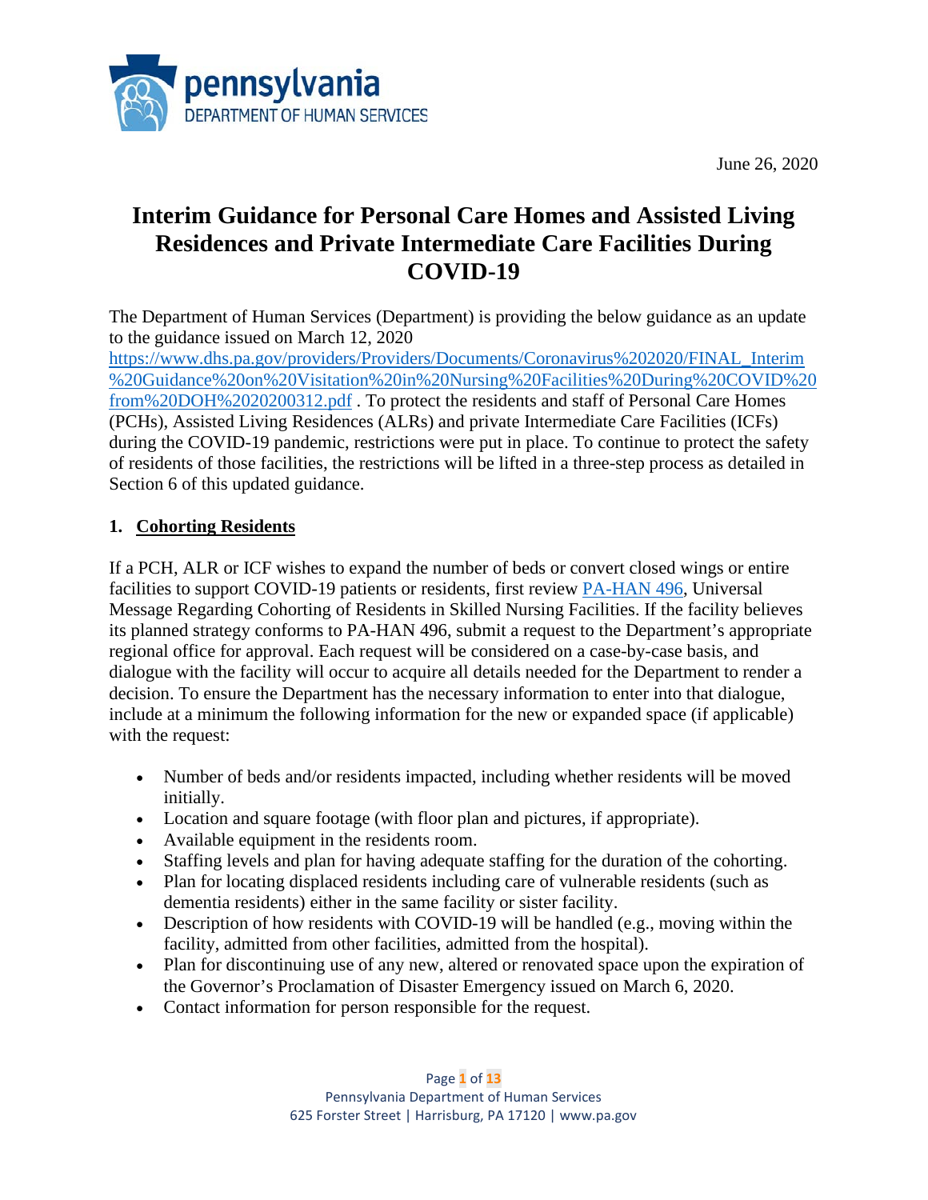June 26, 2020

# Interim Guidance for Personal Care Homes and Assisted Living Residences and Private Intermediate Care Facilities During COVID-19

The Department of Human Services (Department) is providing the below guidance as an update to the guidance issued on March 12, 2020 https://www.dhs.pa.gov/providers/Providers/Documents/Coronavirus%202020/FINAL_Interim%20Guidance%20on%20Visitation%20in%20Nursing%20Facilities%20During%20COVID%20from%20DOH%2020200312.pdf . To protect the residents and staff of Personal Care Homes (PCHs), Assisted Living Residences (ALRs) and private Intermediate Care Facilities (ICFs) during the COVID-19 pandemic, restrictions were put in place. To continue to protect the safety of residents of those facilities, the restrictions will be lifted in a three-step process as detailed in Section 6 of this updated guidance.

## 1. Cohorting Residents

If a PCH, ALR or ICF wishes to expand the number of beds or convert closed wings or entire facilities to support COVID-19 patients or residents, first review PA-HAN 496, Universal Message Regarding Cohorting of Residents in Skilled Nursing Facilities. If the facility believes its planned strategy conforms to PA-HAN 496, submit a request to the Department's appropriate regional office for approval. Each request will be considered on a case-by-case basis, and dialogue with the facility will occur to acquire all details needed for the Department to render a decision. To ensure the Department has the necessary information to enter into that dialogue, include at a minimum the following information for the new or expanded space (if applicable) with the request:

- Number of beds and/or residents impacted, including whether residents will be moved initially.
- Location and square footage (with floor plan and pictures, if appropriate).
- Available equipment in the residents room.
- Staffing levels and plan for having adequate staffing for the duration of the cohorting.
- Plan for locating displaced residents including care of vulnerable residents (such as dementia residents) either in the same facility or sister facility.
- Description of how residents with COVID-19 will be handled (e.g., moving within the facility, admitted from other facilities, admitted from the hospital).
- Plan for discontinuing use of any new, altered or renovated space upon the expiration of the Governor's Proclamation of Disaster Emergency issued on March 6, 2020.
- Contact information for person responsible for the request.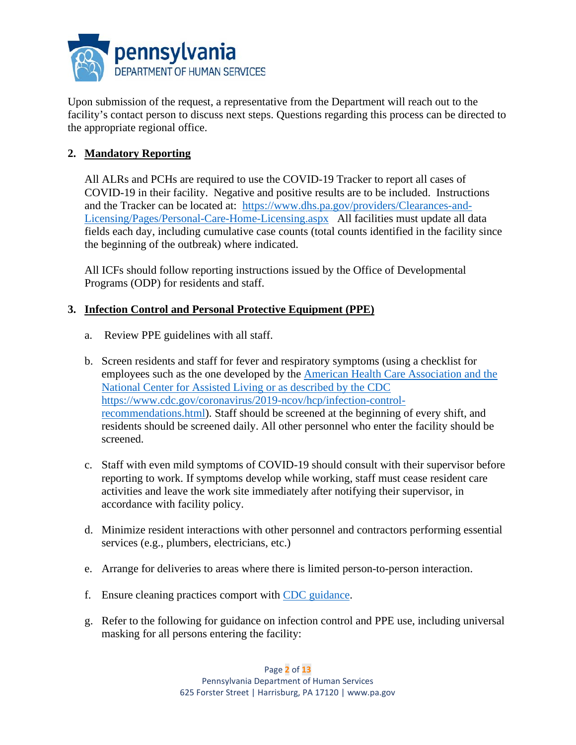Upon submission of the request, a representative from the Department will reach out to the facility's contact person to discuss next steps. Questions regarding this process can be directed to the appropriate regional office.

**2. Mandatory Reporting**

All ALRs and PCHs are required to use the COVID-19 Tracker to report all cases of COVID-19 in their facility. Negative and positive results are to be included. Instructions and the Tracker can be located at: https://www.dhs.pa.gov/providers/Clearances-and-Licensing/Pages/Personal-Care-Home-Licensing.aspx All facilities must update all data fields each day, including cumulative case counts (total counts identified in the facility since the beginning of the outbreak) where indicated.

All ICFs should follow reporting instructions issued by the Office of Developmental Programs (ODP) for residents and staff.

**3. Infection Control and Personal Protective Equipment (PPE)**

a. Review PPE guidelines with all staff.

b. Screen residents and staff for fever and respiratory symptoms (using a checklist for employees such as the one developed by the American Health Care Association and the National Center for Assisted Living or as described by the CDC https://www.cdc.gov/coronavirus/2019-ncov/hcp/infection-control-recommendations.html). Staff should be screened at the beginning of every shift, and residents should be screened daily. All other personnel who enter the facility should be screened.

c. Staff with even mild symptoms of COVID-19 should consult with their supervisor before reporting to work. If symptoms develop while working, staff must cease resident care activities and leave the work site immediately after notifying their supervisor, in accordance with facility policy.

d. Minimize resident interactions with other personnel and contractors performing essential services (e.g., plumbers, electricians, etc.)

e. Arrange for deliveries to areas where there is limited person-to-person interaction.

f. Ensure cleaning practices comport with CDC guidance.

g. Refer to the following for guidance on infection control and PPE use, including universal masking for all persons entering the facility: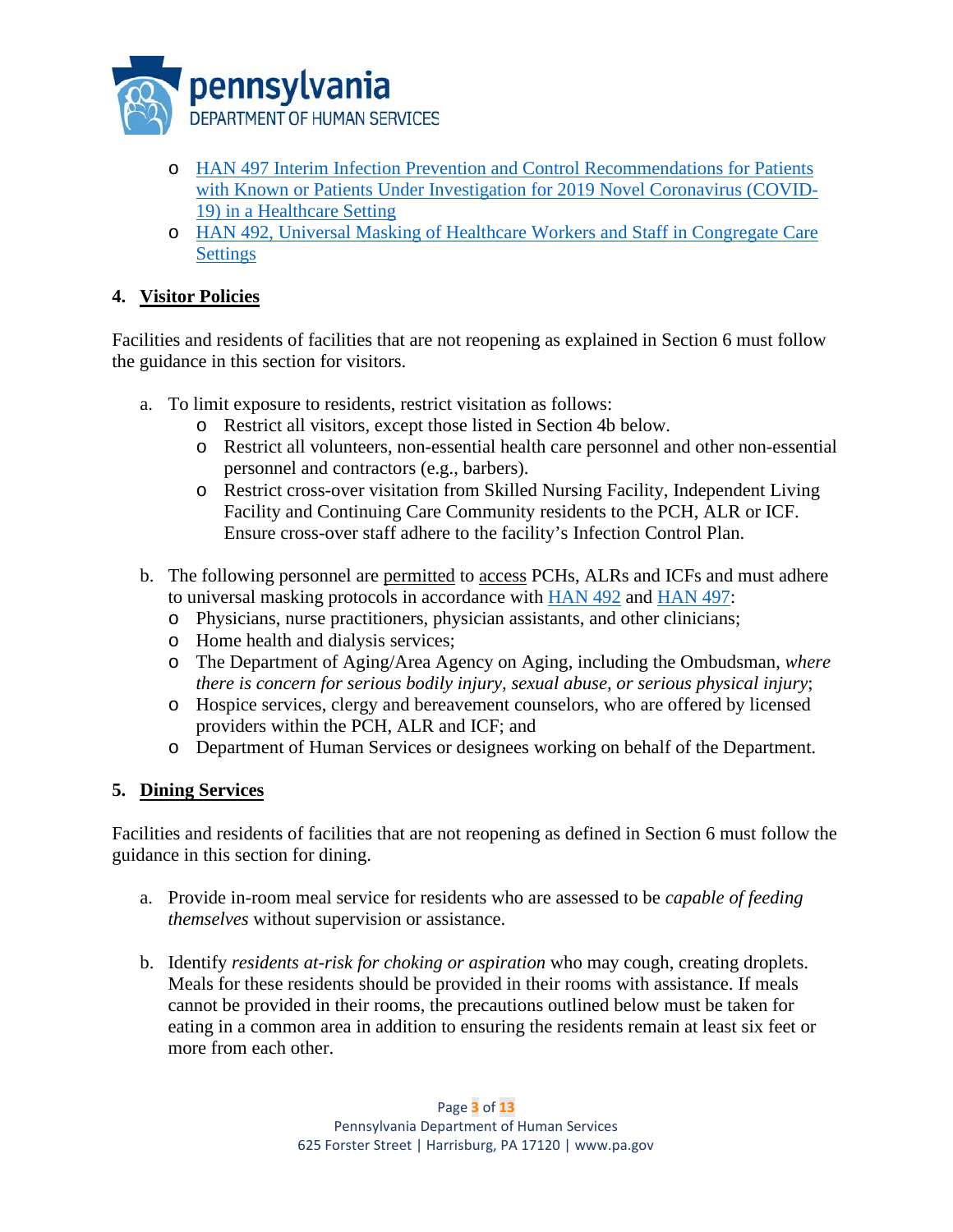- [HAN 497 Interim Infection Prevention and Control Recommendations for Patients with Known or Patients Under Investigation for 2019 Novel Coronavirus (COVID-19) in a Healthcare Setting]()
- [HAN 492, Universal Masking of Healthcare Workers and Staff in Congregate Care Settings]()

## 4. Visitor Policies

Facilities and residents of facilities that are not reopening as explained in Section 6 must follow the guidance in this section for visitors.

a. To limit exposure to residents, restrict visitation as follows:
   - Restrict all visitors, except those listed in Section 4b below.
   - Restrict all volunteers, non-essential health care personnel and other non-essential personnel and contractors (e.g., barbers).
   - Restrict cross-over visitation from Skilled Nursing Facility, Independent Living Facility and Continuing Care Community residents to the PCH, ALR or ICF. Ensure cross-over staff adhere to the facility's Infection Control Plan.

b. The following personnel are permitted to access PCHs, ALRs and ICFs and must adhere to universal masking protocols in accordance with [HAN 492]() and [HAN 497]():
   - Physicians, nurse practitioners, physician assistants, and other clinicians;
   - Home health and dialysis services;
   - The Department of Aging/Area Agency on Aging, including the Ombudsman, *where there is concern for serious bodily injury, sexual abuse, or serious physical injury*;
   - Hospice services, clergy and bereavement counselors, who are offered by licensed providers within the PCH, ALR and ICF; and
   - Department of Human Services or designees working on behalf of the Department.

## 5. Dining Services

Facilities and residents of facilities that are not reopening as defined in Section 6 must follow the guidance in this section for dining.

a. Provide in-room meal service for residents who are assessed to be *capable of feeding themselves* without supervision or assistance.

b. Identify *residents at-risk for choking or aspiration* who may cough, creating droplets. Meals for these residents should be provided in their rooms with assistance. If meals cannot be provided in their rooms, the precautions outlined below must be taken for eating in a common area in addition to ensuring the residents remain at least six feet or more from each other.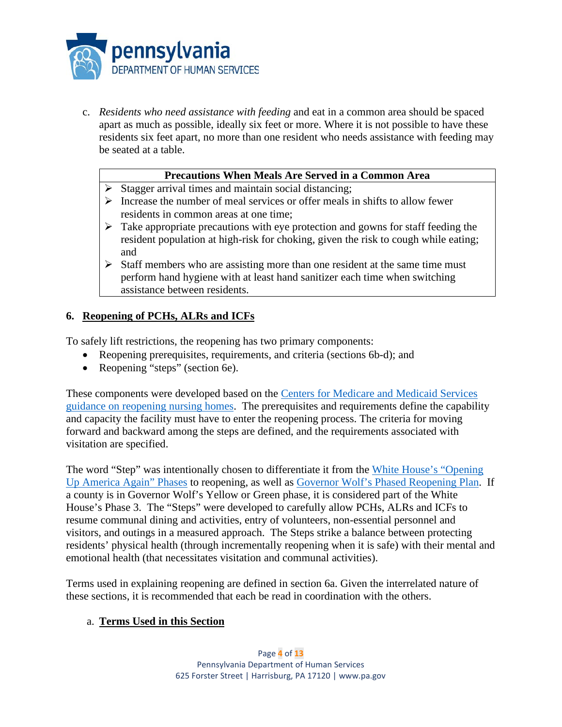c. *Residents who need assistance with feeding* and eat in a common area should be spaced apart as much as possible, ideally six feet or more. Where it is not possible to have these residents six feet apart, no more than one resident who needs assistance with feeding may be seated at a table.

| **Precautions When Meals Are Served in a Common Area** |
| --- |
| ➢ Stagger arrival times and maintain social distancing;<br>➢ Increase the number of meal services or offer meals in shifts to allow fewer residents in common areas at one time;<br>➢ Take appropriate precautions with eye protection and gowns for staff feeding the resident population at high-risk for choking, given the risk to cough while eating; and<br>➢ Staff members who are assisting more than one resident at the same time must perform hand hygiene with at least hand sanitizer each time when switching assistance between residents. |

## 6. Reopening of PCHs, ALRs and ICFs

To safely lift restrictions, the reopening has two primary components:

- Reopening prerequisites, requirements, and criteria (sections 6b-d); and
- Reopening "steps" (section 6e).

These components were developed based on the [Centers for Medicare and Medicaid Services guidance on reopening nursing homes](). The prerequisites and requirements define the capability and capacity the facility must have to enter the reopening process. The criteria for moving forward and backward among the steps are defined, and the requirements associated with visitation are specified.

The word "Step" was intentionally chosen to differentiate it from the [White House's "Opening Up America Again" Phases]() to reopening, as well as [Governor Wolf's Phased Reopening Plan](). If a county is in Governor Wolf's Yellow or Green phase, it is considered part of the White House's Phase 3. The "Steps" were developed to carefully allow PCHs, ALRs and ICFs to resume communal dining and activities, entry of volunteers, non-essential personnel and visitors, and outings in a measured approach. The Steps strike a balance between protecting residents' physical health (through incrementally reopening when it is safe) with their mental and emotional health (that necessitates visitation and communal activities).

Terms used in explaining reopening are defined in section 6a. Given the interrelated nature of these sections, it is recommended that each be read in coordination with the others.

### a. Terms Used in this Section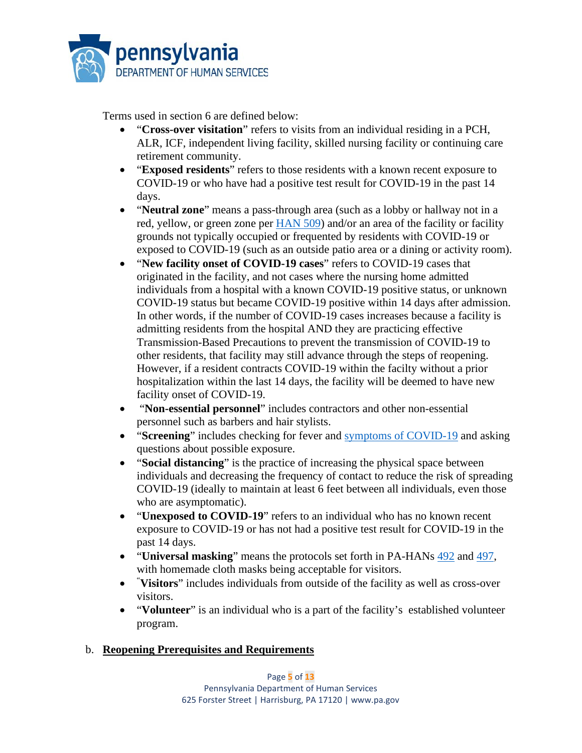Terms used in section 6 are defined below:

- "**Cross-over visitation**" refers to visits from an individual residing in a PCH, ALR, ICF, independent living facility, skilled nursing facility or continuing care retirement community.
- "**Exposed residents**" refers to those residents with a known recent exposure to COVID-19 or who have had a positive test result for COVID-19 in the past 14 days.
- "**Neutral zone**" means a pass-through area (such as a lobby or hallway not in a red, yellow, or green zone per HAN 509) and/or an area of the facility or facility grounds not typically occupied or frequented by residents with COVID-19 or exposed to COVID-19 (such as an outside patio area or a dining or activity room).
- "**New facility onset of COVID-19 cases**" refers to COVID-19 cases that originated in the facility, and not cases where the nursing home admitted individuals from a hospital with a known COVID-19 positive status, or unknown COVID-19 status but became COVID-19 positive within 14 days after admission. In other words, if the number of COVID-19 cases increases because a facility is admitting residents from the hospital AND they are practicing effective Transmission-Based Precautions to prevent the transmission of COVID-19 to other residents, that facility may still advance through the steps of reopening. However, if a resident contracts COVID-19 within the facilty without a prior hospitalization within the last 14 days, the facility will be deemed to have new facility onset of COVID-19.
- "**Non-essential personnel**" includes contractors and other non-essential personnel such as barbers and hair stylists.
- "**Screening**" includes checking for fever and symptoms of COVID-19 and asking questions about possible exposure.
- "**Social distancing**" is the practice of increasing the physical space between individuals and decreasing the frequency of contact to reduce the risk of spreading COVID-19 (ideally to maintain at least 6 feet between all individuals, even those who are asymptomatic).
- "**Unexposed to COVID-19**" refers to an individual who has no known recent exposure to COVID-19 or has not had a positive test result for COVID-19 in the past 14 days.
- "**Universal masking**" means the protocols set forth in PA-HANs 492 and 497, with homemade cloth masks being acceptable for visitors.
- "**Visitors**" includes individuals from outside of the facility as well as cross-over visitors.
- "**Volunteer**" is an individual who is a part of the facility's established volunteer program.

b. <u>**Reopening Prerequisites and Requirements**</u>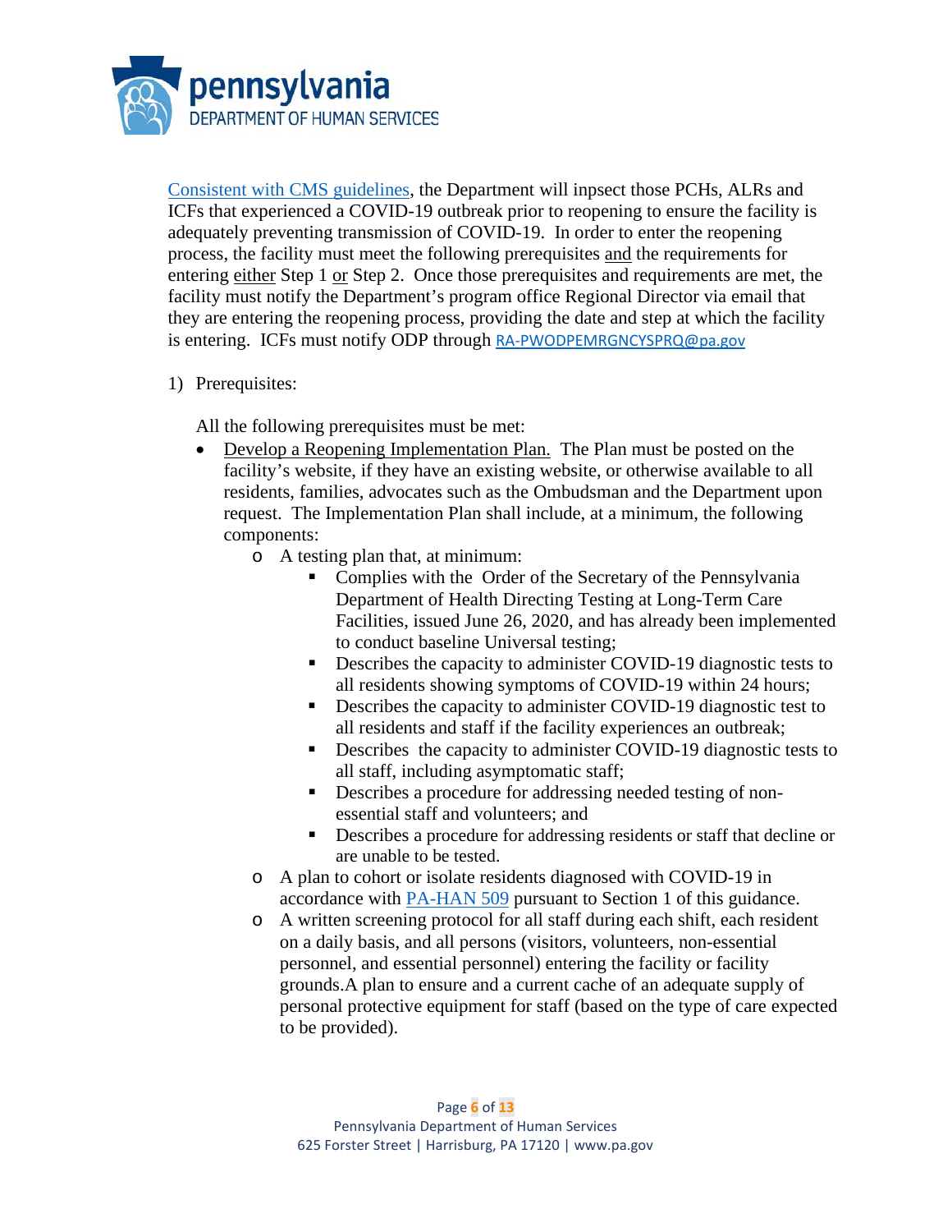[Consistent with CMS guidelines](), the Department will inpsect those PCHs, ALRs and ICFs that experienced a COVID-19 outbreak prior to reopening to ensure the facility is adequately preventing transmission of COVID-19. In order to enter the reopening process, the facility must meet the following prerequisites and the requirements for entering either Step 1 or Step 2. Once those prerequisites and requirements are met, the facility must notify the Department's program office Regional Director via email that they are entering the reopening process, providing the date and step at which the facility is entering. ICFs must notify ODP through RA-PWODPEMRGNCYSPRQ@pa.gov

1) Prerequisites:

   All the following prerequisites must be met:

   - Develop a Reopening Implementation Plan. The Plan must be posted on the facility's website, if they have an existing website, or otherwise available to all residents, families, advocates such as the Ombudsman and the Department upon request. The Implementation Plan shall include, at a minimum, the following components:
     - A testing plan that, at minimum:
       - Complies with the Order of the Secretary of the Pennsylvania Department of Health Directing Testing at Long-Term Care Facilities, issued June 26, 2020, and has already been implemented to conduct baseline Universal testing;
       - Describes the capacity to administer COVID-19 diagnostic tests to all residents showing symptoms of COVID-19 within 24 hours;
       - Describes the capacity to administer COVID-19 diagnostic test to all residents and staff if the facility experiences an outbreak;
       - Describes the capacity to administer COVID-19 diagnostic tests to all staff, including asymptomatic staff;
       - Describes a procedure for addressing needed testing of non-essential staff and volunteers; and
       - Describes a procedure for addressing residents or staff that decline or are unable to be tested.
     - A plan to cohort or isolate residents diagnosed with COVID-19 in accordance with [PA-HAN 509]() pursuant to Section 1 of this guidance.
     - A written screening protocol for all staff during each shift, each resident on a daily basis, and all persons (visitors, volunteers, non-essential personnel, and essential personnel) entering the facility or facility grounds.A plan to ensure and a current cache of an adequate supply of personal protective equipment for staff (based on the type of care expected to be provided).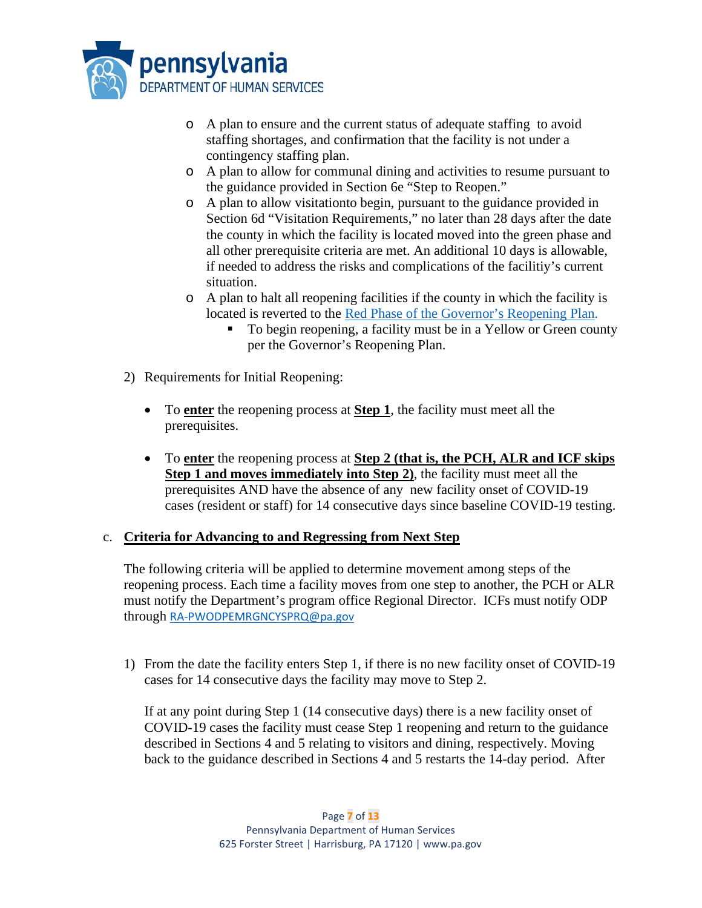- A plan to ensure and the current status of adequate staffing to avoid staffing shortages, and confirmation that the facility is not under a contingency staffing plan.
- A plan to allow for communal dining and activities to resume pursuant to the guidance provided in Section 6e "Step to Reopen."
- A plan to allow visitationto begin, pursuant to the guidance provided in Section 6d "Visitation Requirements," no later than 28 days after the date the county in which the facility is located moved into the green phase and all other prerequisite criteria are met. An additional 10 days is allowable, if needed to address the risks and complications of the facilitiy's current situation.
- A plan to halt all reopening facilities if the county in which the facility is located is reverted to the [Red Phase of the Governor's Reopening Plan.]()
  - To begin reopening, a facility must be in a Yellow or Green county per the Governor's Reopening Plan.

2) Requirements for Initial Reopening:

- To **enter** the reopening process at **Step 1**, the facility must meet all the prerequisites.
- To **enter** the reopening process at **Step 2 (that is, the PCH, ALR and ICF skips Step 1 and moves immediately into Step 2)**, the facility must meet all the prerequisites AND have the absence of any new facility onset of COVID-19 cases (resident or staff) for 14 consecutive days since baseline COVID-19 testing.

c. **Criteria for Advancing to and Regressing from Next Step**

The following criteria will be applied to determine movement among steps of the reopening process. Each time a facility moves from one step to another, the PCH or ALR must notify the Department's program office Regional Director. ICFs must notify ODP through RA-PWODPEMRGNCYSPRQ@pa.gov

1) From the date the facility enters Step 1, if there is no new facility onset of COVID-19 cases for 14 consecutive days the facility may move to Step 2.

   If at any point during Step 1 (14 consecutive days) there is a new facility onset of COVID-19 cases the facility must cease Step 1 reopening and return to the guidance described in Sections 4 and 5 relating to visitors and dining, respectively. Moving back to the guidance described in Sections 4 and 5 restarts the 14-day period. After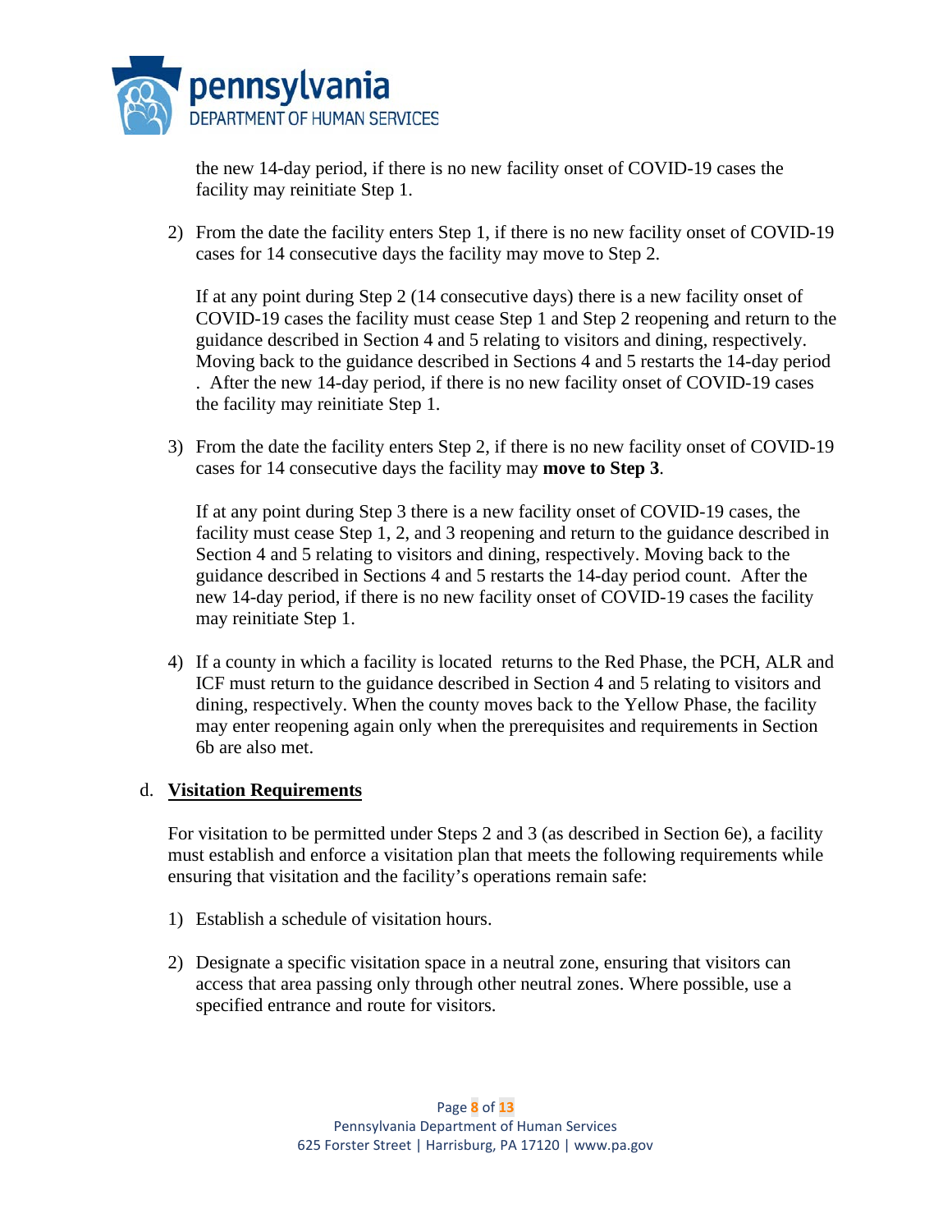the new 14-day period, if there is no new facility onset of COVID-19 cases the facility may reinitiate Step 1.

2) From the date the facility enters Step 1, if there is no new facility onset of COVID-19 cases for 14 consecutive days the facility may move to Step 2.

   If at any point during Step 2 (14 consecutive days) there is a new facility onset of COVID-19 cases the facility must cease Step 1 and Step 2 reopening and return to the guidance described in Section 4 and 5 relating to visitors and dining, respectively. Moving back to the guidance described in Sections 4 and 5 restarts the 14-day period . After the new 14-day period, if there is no new facility onset of COVID-19 cases the facility may reinitiate Step 1.

3) From the date the facility enters Step 2, if there is no new facility onset of COVID-19 cases for 14 consecutive days the facility may **move to Step 3**.

   If at any point during Step 3 there is a new facility onset of COVID-19 cases, the facility must cease Step 1, 2, and 3 reopening and return to the guidance described in Section 4 and 5 relating to visitors and dining, respectively. Moving back to the guidance described in Sections 4 and 5 restarts the 14-day period count. After the new 14-day period, if there is no new facility onset of COVID-19 cases the facility may reinitiate Step 1.

4) If a county in which a facility is located returns to the Red Phase, the PCH, ALR and ICF must return to the guidance described in Section 4 and 5 relating to visitors and dining, respectively. When the county moves back to the Yellow Phase, the facility may enter reopening again only when the prerequisites and requirements in Section 6b are also met.

d. **<u>Visitation Requirements</u>**

For visitation to be permitted under Steps 2 and 3 (as described in Section 6e), a facility must establish and enforce a visitation plan that meets the following requirements while ensuring that visitation and the facility's operations remain safe:

1) Establish a schedule of visitation hours.

2) Designate a specific visitation space in a neutral zone, ensuring that visitors can access that area passing only through other neutral zones. Where possible, use a specified entrance and route for visitors.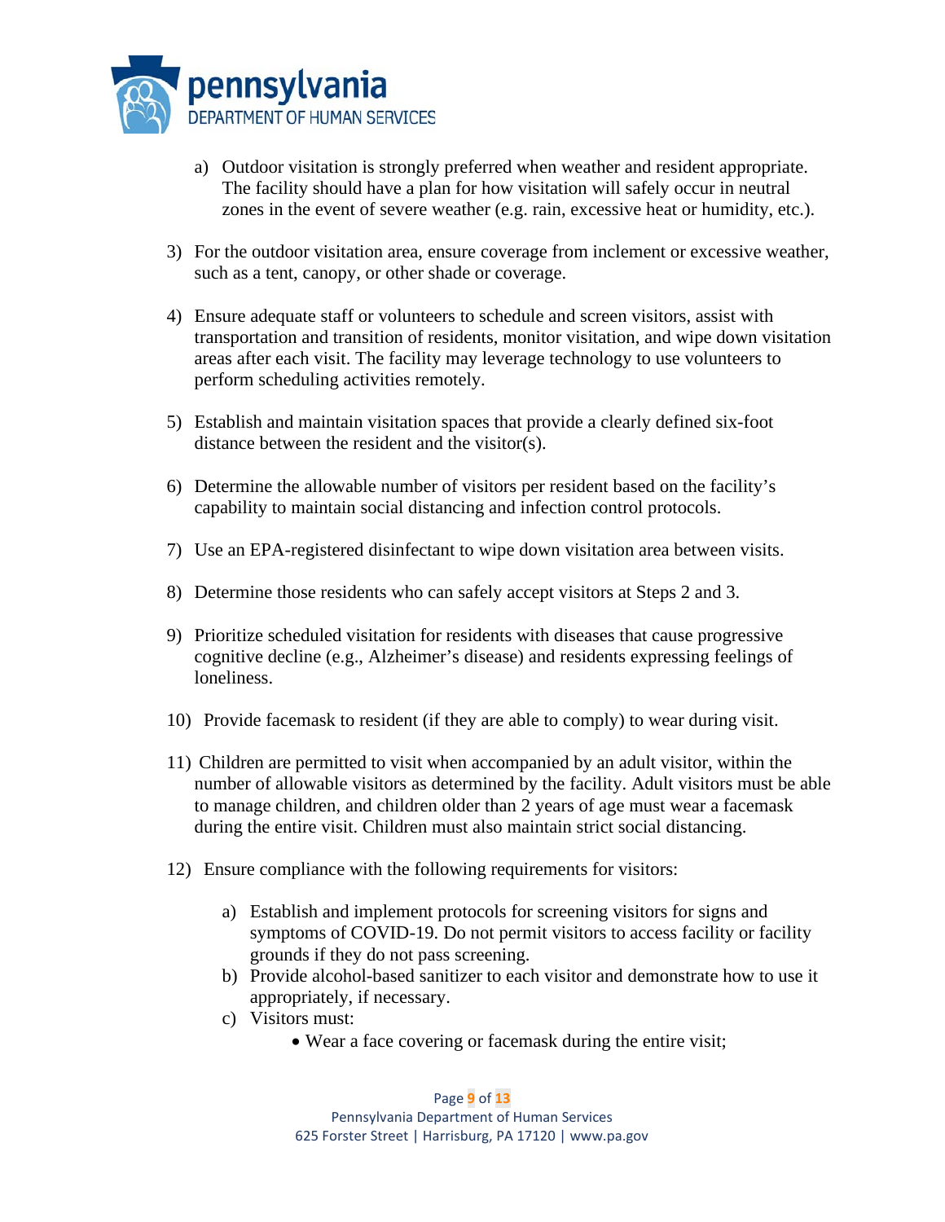a) Outdoor visitation is strongly preferred when weather and resident appropriate. The facility should have a plan for how visitation will safely occur in neutral zones in the event of severe weather (e.g. rain, excessive heat or humidity, etc.).

3) For the outdoor visitation area, ensure coverage from inclement or excessive weather, such as a tent, canopy, or other shade or coverage.

4) Ensure adequate staff or volunteers to schedule and screen visitors, assist with transportation and transition of residents, monitor visitation, and wipe down visitation areas after each visit. The facility may leverage technology to use volunteers to perform scheduling activities remotely.

5) Establish and maintain visitation spaces that provide a clearly defined six-foot distance between the resident and the visitor(s).

6) Determine the allowable number of visitors per resident based on the facility's capability to maintain social distancing and infection control protocols.

7) Use an EPA-registered disinfectant to wipe down visitation area between visits.

8) Determine those residents who can safely accept visitors at Steps 2 and 3.

9) Prioritize scheduled visitation for residents with diseases that cause progressive cognitive decline (e.g., Alzheimer's disease) and residents expressing feelings of loneliness.

10) Provide facemask to resident (if they are able to comply) to wear during visit.

11) Children are permitted to visit when accompanied by an adult visitor, within the number of allowable visitors as determined by the facility. Adult visitors must be able to manage children, and children older than 2 years of age must wear a facemask during the entire visit. Children must also maintain strict social distancing.

12) Ensure compliance with the following requirements for visitors:

    a) Establish and implement protocols for screening visitors for signs and symptoms of COVID-19. Do not permit visitors to access facility or facility grounds if they do not pass screening.
    b) Provide alcohol-based sanitizer to each visitor and demonstrate how to use it appropriately, if necessary.
    c) Visitors must:
        - Wear a face covering or facemask during the entire visit;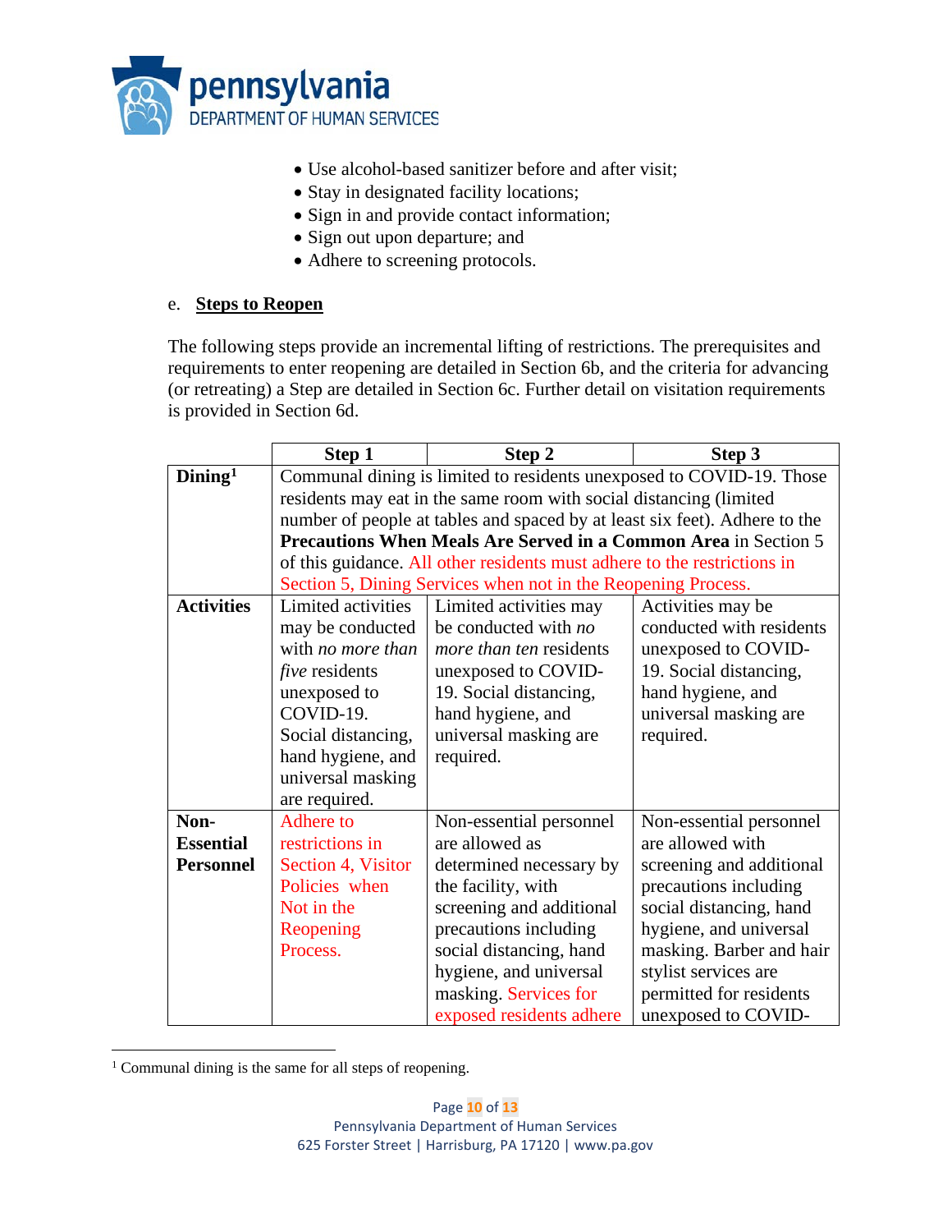- Use alcohol-based sanitizer before and after visit;
- Stay in designated facility locations;
- Sign in and provide contact information;
- Sign out upon departure; and
- Adhere to screening protocols.

e. **Steps to Reopen**

The following steps provide an incremental lifting of restrictions. The prerequisites and requirements to enter reopening are detailed in Section 6b, and the criteria for advancing (or retreating) a Step are detailed in Section 6c. Further detail on visitation requirements is provided in Section 6d.

| | Step 1 | Step 2 | Step 3 |
|---|---|---|---|
| **Dining**[1] | Communal dining is limited to residents unexposed to COVID-19. Those residents may eat in the same room with social distancing (limited number of people at tables and spaced by at least six feet). Adhere to the **Precautions When Meals Are Served in a Common Area** in Section 5 of this guidance. All other residents must adhere to the restrictions in Section 5, Dining Services when not in the Reopening Process. | | |
| **Activities** | Limited activities may be conducted with *no more than five* residents unexposed to COVID-19. Social distancing, hand hygiene, and universal masking are required. | Limited activities may be conducted with *no more than ten* residents unexposed to COVID-19. Social distancing, hand hygiene, and universal masking are required. | Activities may be conducted with residents unexposed to COVID-19. Social distancing, hand hygiene, and universal masking are required. |
| **Non-Essential Personnel** | Adhere to restrictions in Section 4, Visitor Policies when Not in the Reopening Process. | Non-essential personnel are allowed as determined necessary by the facility, with screening and additional precautions including social distancing, hand hygiene, and universal masking. Services for exposed residents adhere | Non-essential personnel are allowed with screening and additional precautions including social distancing, hand hygiene, and universal masking. Barber and hair stylist services are permitted for residents unexposed to COVID- |

[1] Communal dining is the same for all steps of reopening.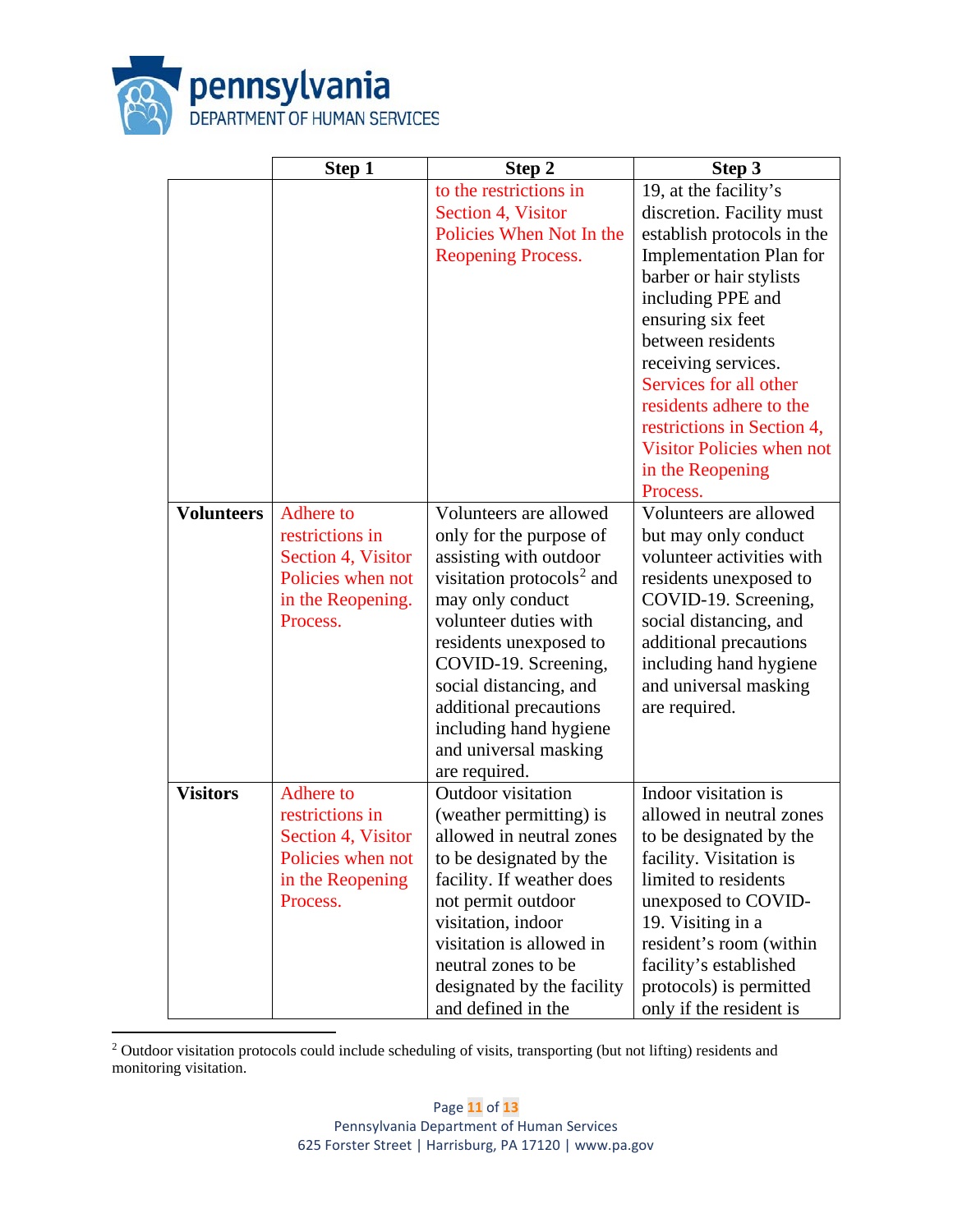| | Step 1 | Step 2 | Step 3 |
|---|---|---|---|
| | | to the restrictions in Section 4, Visitor Policies When Not In the Reopening Process. | 19, at the facility's discretion. Facility must establish protocols in the Implementation Plan for barber or hair stylists including PPE and ensuring six feet between residents receiving services. Services for all other residents adhere to the restrictions in Section 4, Visitor Policies when not in the Reopening Process. |
| **Volunteers** | Adhere to restrictions in Section 4, Visitor Policies when not in the Reopening. Process. | Volunteers are allowed only for the purpose of assisting with outdoor visitation protocols[2] and may only conduct volunteer duties with residents unexposed to COVID-19. Screening, social distancing, and additional precautions including hand hygiene and universal masking are required. | Volunteers are allowed but may only conduct volunteer activities with residents unexposed to COVID-19. Screening, social distancing, and additional precautions including hand hygiene and universal masking are required. |
| **Visitors** | Adhere to restrictions in Section 4, Visitor Policies when not in the Reopening Process. | Outdoor visitation (weather permitting) is allowed in neutral zones to be designated by the facility. If weather does not permit outdoor visitation, indoor visitation is allowed in neutral zones to be designated by the facility and defined in the | Indoor visitation is allowed in neutral zones to be designated by the facility. Visitation is limited to residents unexposed to COVID-19. Visiting in a resident's room (within facility's established protocols) is permitted only if the resident is |

[2] Outdoor visitation protocols could include scheduling of visits, transporting (but not lifting) residents and monitoring visitation.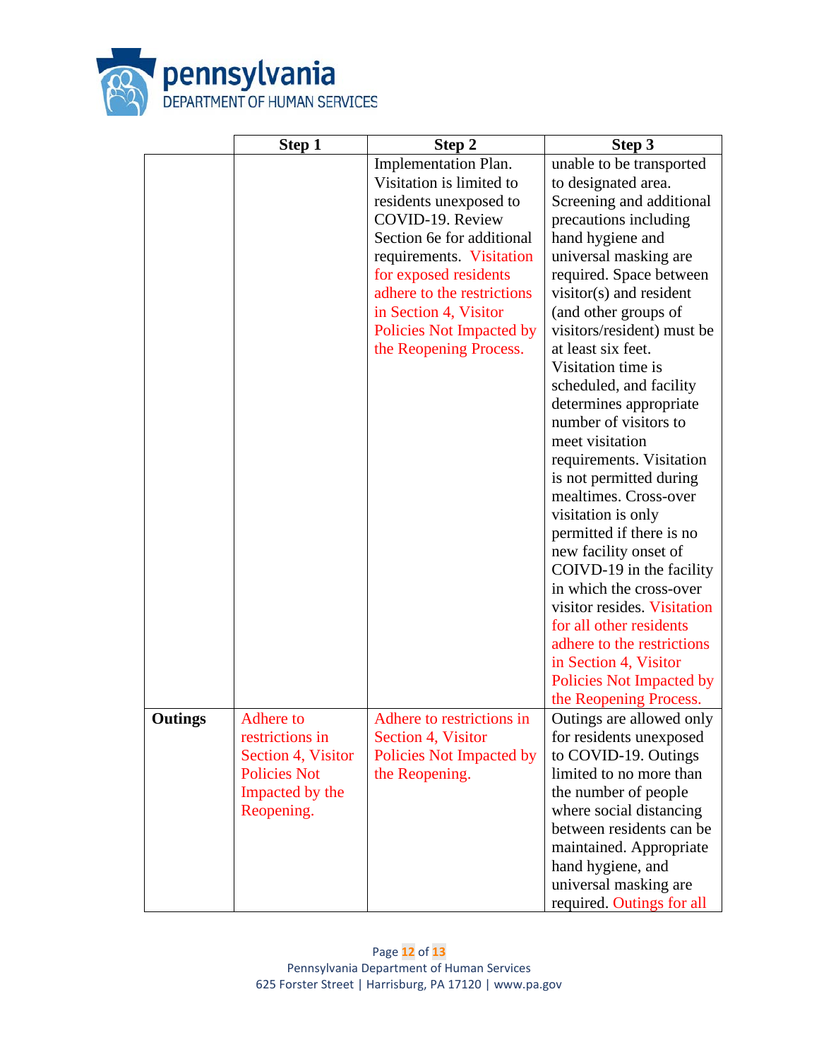| | Step 1 | Step 2 | Step 3 |
|---|---|---|---|
| | | Implementation Plan. Visitation is limited to residents unexposed to COVID-19. Review Section 6e for additional requirements. Visitation for exposed residents adhere to the restrictions in Section 4, Visitor Policies Not Impacted by the Reopening Process. | unable to be transported to designated area. Screening and additional precautions including hand hygiene and universal masking are required. Space between visitor(s) and resident (and other groups of visitors/resident) must be at least six feet. Visitation time is scheduled, and facility determines appropriate number of visitors to meet visitation requirements. Visitation is not permitted during mealtimes. Cross-over visitation is only permitted if there is no new facility onset of COIVD-19 in the facility in which the cross-over visitor resides. Visitation for all other residents adhere to the restrictions in Section 4, Visitor Policies Not Impacted by the Reopening Process. |
| **Outings** | Adhere to restrictions in Section 4, Visitor Policies Not Impacted by the Reopening. | Adhere to restrictions in Section 4, Visitor Policies Not Impacted by the Reopening. | Outings are allowed only for residents unexposed to COVID-19. Outings limited to no more than the number of people where social distancing between residents can be maintained. Appropriate hand hygiene, and universal masking are required. Outings for all |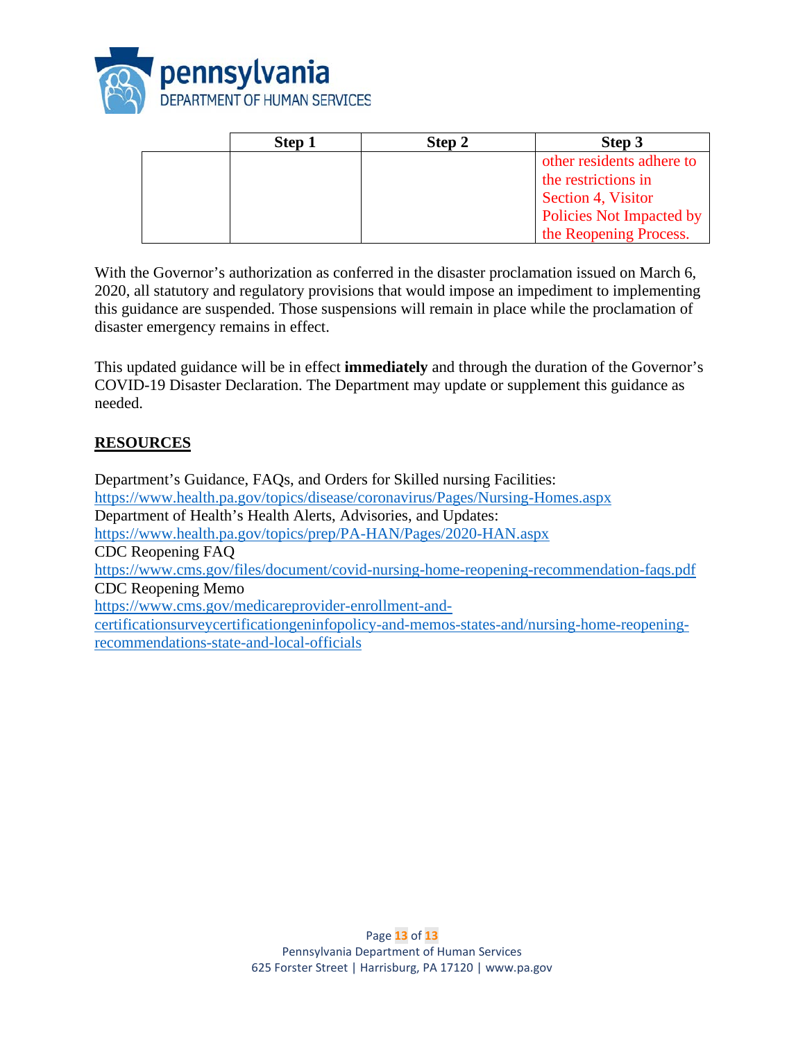| | Step 1 | Step 2 | Step 3 |
|---|---|---|---|
| | | | other residents adhere to the restrictions in Section 4, Visitor Policies Not Impacted by the Reopening Process. |

With the Governor's authorization as conferred in the disaster proclamation issued on March 6, 2020, all statutory and regulatory provisions that would impose an impediment to implementing this guidance are suspended. Those suspensions will remain in place while the proclamation of disaster emergency remains in effect.

This updated guidance will be in effect **immediately** and through the duration of the Governor's COVID-19 Disaster Declaration. The Department may update or supplement this guidance as needed.

## RESOURCES

Department's Guidance, FAQs, and Orders for Skilled nursing Facilities:
https://www.health.pa.gov/topics/disease/coronavirus/Pages/Nursing-Homes.aspx
Department of Health's Health Alerts, Advisories, and Updates:
https://www.health.pa.gov/topics/prep/PA-HAN/Pages/2020-HAN.aspx
CDC Reopening FAQ
https://www.cms.gov/files/document/covid-nursing-home-reopening-recommendation-faqs.pdf
CDC Reopening Memo
https://www.cms.gov/medicareprovider-enrollment-and-certificationsurveycertificationgeninfopolicy-and-memos-states-and/nursing-home-reopening-recommendations-state-and-local-officials